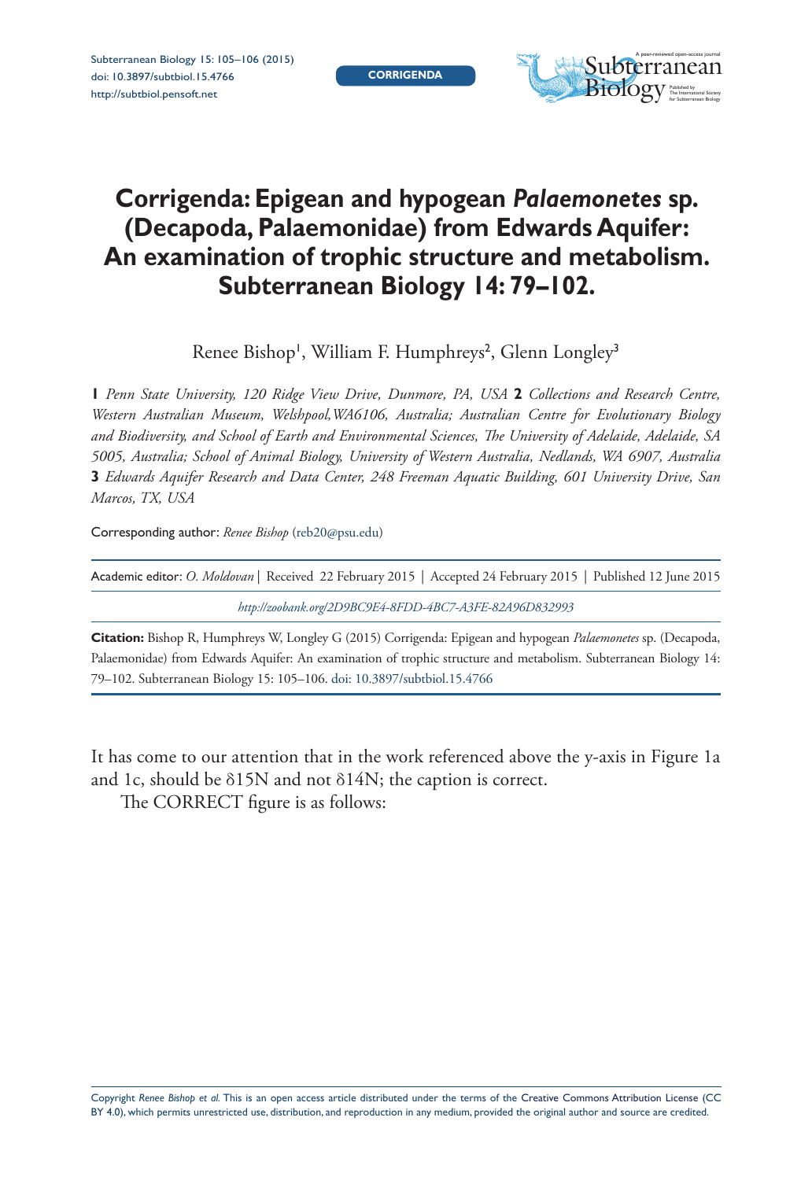# Corrigenda: Epigean and hypogean *Palaemonetes* sp. (Decapoda, Palaemonidae) from Edwards Aquifer: An examination of trophic structure and metabolism. Subterranean Biology 14: 79–102.

Renee Bishop[1], William F. Humphreys[2], Glenn Longley[3]

**1** *Penn State University, 120 Ridge View Drive, Dunmore, PA, USA* **2** *Collections and Research Centre, Western Australian Museum, Welshpool, WA6106, Australia; Australian Centre for Evolutionary Biology and Biodiversity, and School of Earth and Environmental Sciences, The University of Adelaide, Adelaide, SA 5005, Australia; School of Animal Biology, University of Western Australia, Nedlands, WA 6907, Australia* **3** *Edwards Aquifer Research and Data Center, 248 Freeman Aquatic Building, 601 University Drive, San Marcos, TX, USA*

Corresponding author: *Renee Bishop* (reb20@psu.edu)

Academic editor: *O. Moldovan* | Received 22 February 2015 | Accepted 24 February 2015 | Published 12 June 2015

*http://zoobank.org/2D9BC9E4-8FDD-4BC7-A3FE-82A96D832993*

**Citation:** Bishop R, Humphreys W, Longley G (2015) Corrigenda: Epigean and hypogean *Palaemonetes* sp. (Decapoda, Palaemonidae) from Edwards Aquifer: An examination of trophic structure and metabolism. Subterranean Biology 14: 79–102. Subterranean Biology 15: 105–106. doi: 10.3897/subtbiol.15.4766

It has come to our attention that in the work referenced above the y-axis in Figure 1a and 1c, should be δ15N and not δ14N; the caption is correct.

The CORRECT figure is as follows:

Copyright *Renee Bishop et al.* This is an open access article distributed under the terms of the Creative Commons Attribution License (CC BY 4.0), which permits unrestricted use, distribution, and reproduction in any medium, provided the original author and source are credited.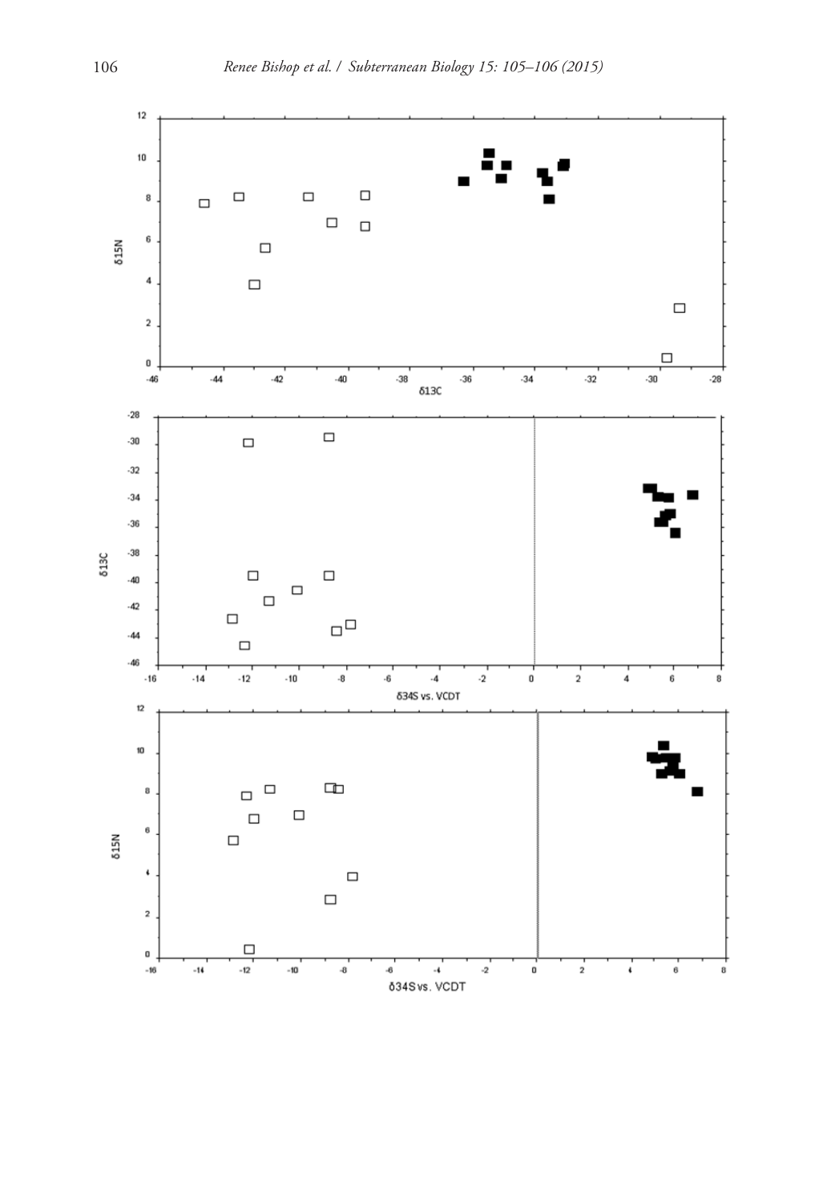12

10

8

6

4

2

0

δ15N

-46 -44 -42 -40 -38 -36 -34 -32 -30 -28

δ13C

-28

-30

-32

-34

-36

-38

-40

-42

-44

-46

δ13C

-16 -14 -12 -10 -8 -6 -4 -2 0 2 4 6 8

δ34S vs. VCDT

12

10

8

6

4

2

0

δ15N

-16 -14 -12 -10 -8 -6 -4 -2 0 2 4 6 8

δ34S vs. VCDT